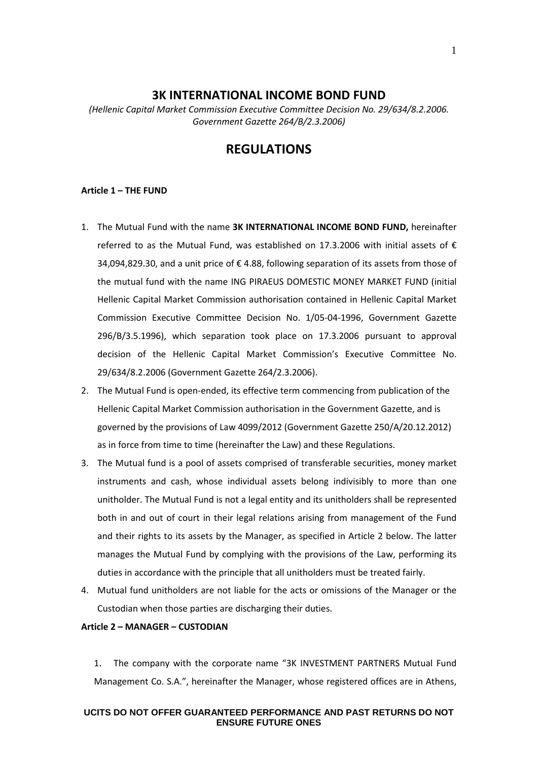# 3K INTERNATIONAL INCOME BOND FUND

*(Hellenic Capital Market Commission Executive Committee Decision No. 29/634/8.2.2006. Government Gazette 264/B/2.3.2006)*

# REGULATIONS

**Article 1 – THE FUND**

1. The Mutual Fund with the name **3K INTERNATIONAL INCOME BOND FUND,** hereinafter referred to as the Mutual Fund, was established on 17.3.2006 with initial assets of € 34,094,829.30, and a unit price of € 4.88, following separation of its assets from those of the mutual fund with the name ING PIRAEUS DOMESTIC MONEY MARKET FUND (initial Hellenic Capital Market Commission authorisation contained in Hellenic Capital Market Commission Executive Committee Decision No. 1/05-04-1996, Government Gazette 296/B/3.5.1996), which separation took place on 17.3.2006 pursuant to approval decision of the Hellenic Capital Market Commission's Executive Committee No. 29/634/8.2.2006 (Government Gazette 264/2.3.2006).
2. The Mutual Fund is open-ended, its effective term commencing from publication of the Hellenic Capital Market Commission authorisation in the Government Gazette, and is governed by the provisions of Law 4099/2012 (Government Gazette 250/A/20.12.2012) as in force from time to time (hereinafter the Law) and these Regulations.
3. The Mutual fund is a pool of assets comprised of transferable securities, money market instruments and cash, whose individual assets belong indivisibly to more than one unitholder. The Mutual Fund is not a legal entity and its unitholders shall be represented both in and out of court in their legal relations arising from management of the Fund and their rights to its assets by the Manager, as specified in Article 2 below. The latter manages the Mutual Fund by complying with the provisions of the Law, performing its duties in accordance with the principle that all unitholders must be treated fairly.
4. Mutual fund unitholders are not liable for the acts or omissions of the Manager or the Custodian when those parties are discharging their duties.

**Article 2 – MANAGER – CUSTODIAN**

1. The company with the corporate name "3K INVESTMENT PARTNERS Mutual Fund Management Co. S.A.", hereinafter the Manager, whose registered offices are in Athens,

**UCITS DO NOT OFFER GUARANTEED PERFORMANCE AND PAST RETURNS DO NOT ENSURE FUTURE ONES**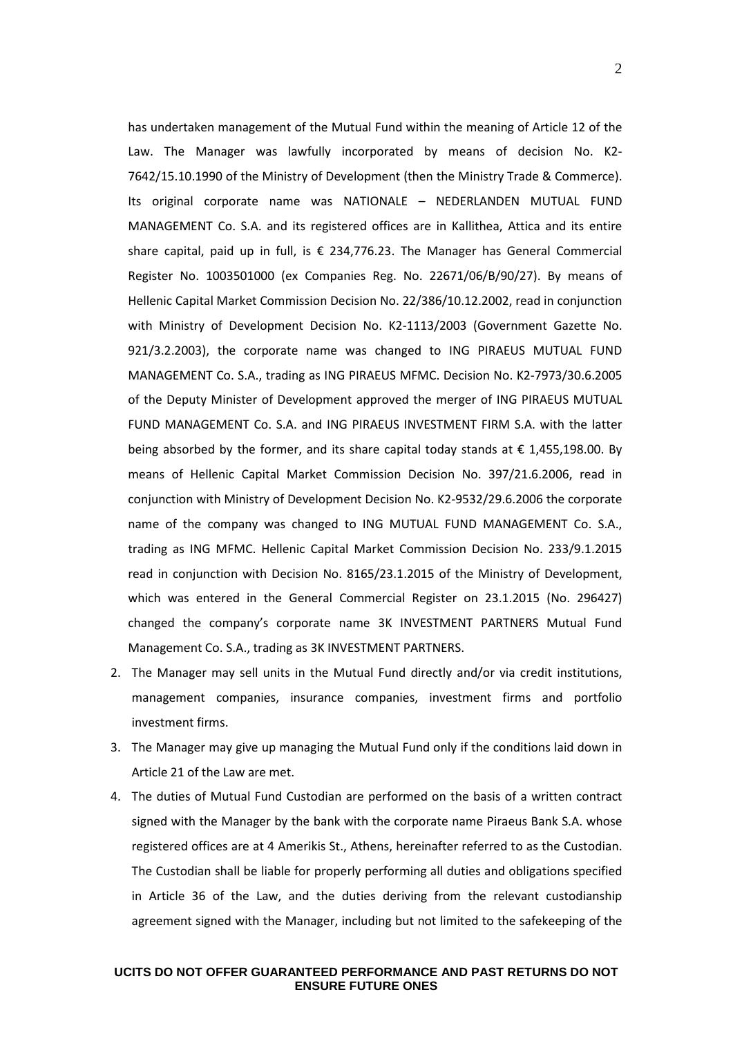has undertaken management of the Mutual Fund within the meaning of Article 12 of the Law. The Manager was lawfully incorporated by means of decision No. K2-7642/15.10.1990 of the Ministry of Development (then the Ministry Trade & Commerce). Its original corporate name was NATIONALE – NEDERLANDEN MUTUAL FUND MANAGEMENT Co. S.A. and its registered offices are in Kallithea, Attica and its entire share capital, paid up in full, is € 234,776.23. The Manager has General Commercial Register No. 1003501000 (ex Companies Reg. No. 22671/06/B/90/27). By means of Hellenic Capital Market Commission Decision No. 22/386/10.12.2002, read in conjunction with Ministry of Development Decision No. K2-1113/2003 (Government Gazette No. 921/3.2.2003), the corporate name was changed to ING PIRAEUS MUTUAL FUND MANAGEMENT Co. S.A., trading as ING PIRAEUS MFMC. Decision No. K2-7973/30.6.2005 of the Deputy Minister of Development approved the merger of ING PIRAEUS MUTUAL FUND MANAGEMENT Co. S.A. and ING PIRAEUS INVESTMENT FIRM S.A. with the latter being absorbed by the former, and its share capital today stands at € 1,455,198.00. By means of Hellenic Capital Market Commission Decision No. 397/21.6.2006, read in conjunction with Ministry of Development Decision No. K2-9532/29.6.2006 the corporate name of the company was changed to ING MUTUAL FUND MANAGEMENT Co. S.A., trading as ING MFMC. Hellenic Capital Market Commission Decision No. 233/9.1.2015 read in conjunction with Decision No. 8165/23.1.2015 of the Ministry of Development, which was entered in the General Commercial Register on 23.1.2015 (No. 296427) changed the company's corporate name 3K INVESTMENT PARTNERS Mutual Fund Management Co. S.A., trading as 3K INVESTMENT PARTNERS.

2. The Manager may sell units in the Mutual Fund directly and/or via credit institutions, management companies, insurance companies, investment firms and portfolio investment firms.
3. The Manager may give up managing the Mutual Fund only if the conditions laid down in Article 21 of the Law are met.
4. The duties of Mutual Fund Custodian are performed on the basis of a written contract signed with the Manager by the bank with the corporate name Piraeus Bank S.A. whose registered offices are at 4 Amerikis St., Athens, hereinafter referred to as the Custodian. The Custodian shall be liable for properly performing all duties and obligations specified in Article 36 of the Law, and the duties deriving from the relevant custodianship agreement signed with the Manager, including but not limited to the safekeeping of the

**UCITS DO NOT OFFER GUARANTEED PERFORMANCE AND PAST RETURNS DO NOT ENSURE FUTURE ONES**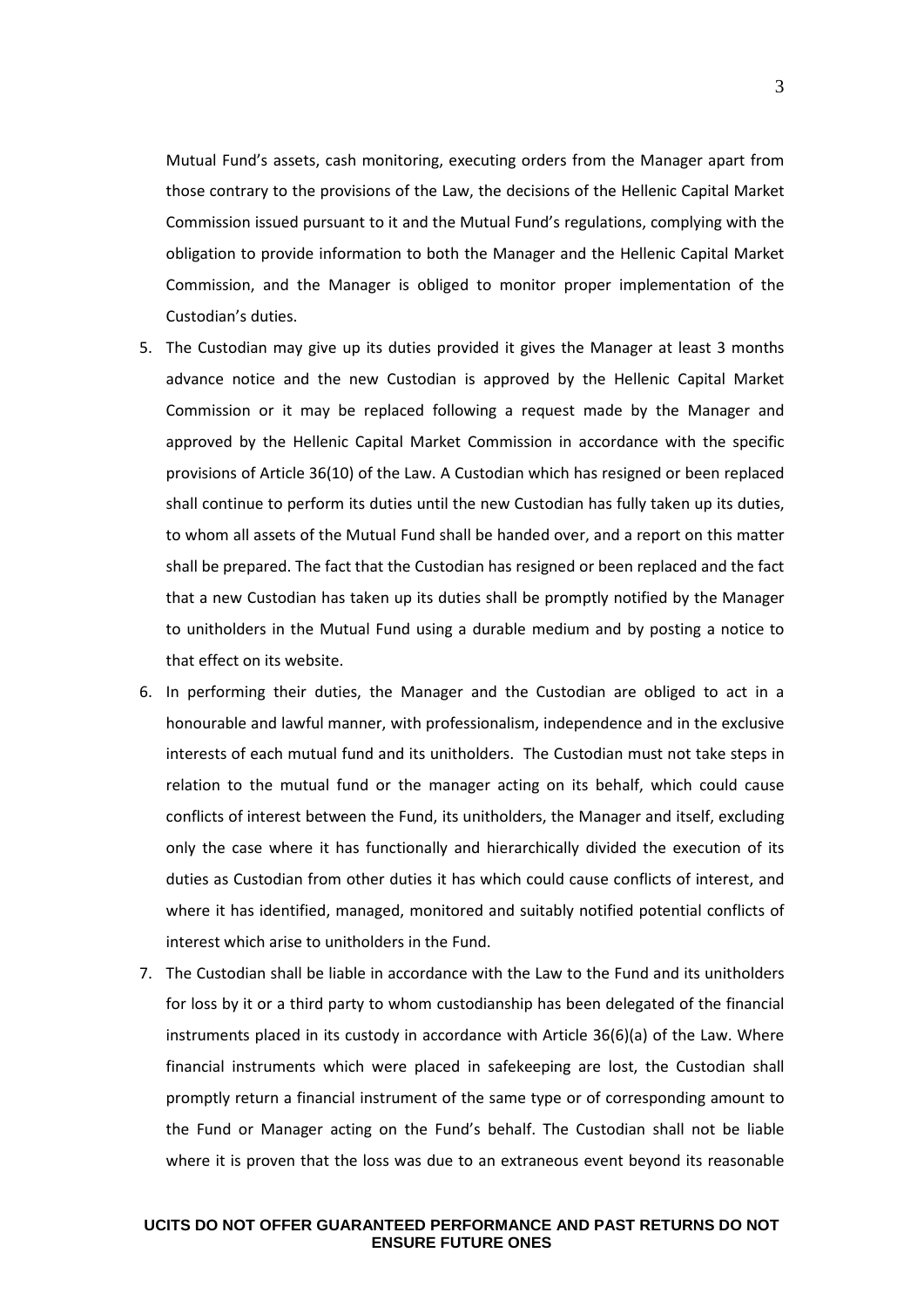Mutual Fund's assets, cash monitoring, executing orders from the Manager apart from those contrary to the provisions of the Law, the decisions of the Hellenic Capital Market Commission issued pursuant to it and the Mutual Fund's regulations, complying with the obligation to provide information to both the Manager and the Hellenic Capital Market Commission, and the Manager is obliged to monitor proper implementation of the Custodian's duties.

5. The Custodian may give up its duties provided it gives the Manager at least 3 months advance notice and the new Custodian is approved by the Hellenic Capital Market Commission or it may be replaced following a request made by the Manager and approved by the Hellenic Capital Market Commission in accordance with the specific provisions of Article 36(10) of the Law. A Custodian which has resigned or been replaced shall continue to perform its duties until the new Custodian has fully taken up its duties, to whom all assets of the Mutual Fund shall be handed over, and a report on this matter shall be prepared. The fact that the Custodian has resigned or been replaced and the fact that a new Custodian has taken up its duties shall be promptly notified by the Manager to unitholders in the Mutual Fund using a durable medium and by posting a notice to that effect on its website.
6. In performing their duties, the Manager and the Custodian are obliged to act in a honourable and lawful manner, with professionalism, independence and in the exclusive interests of each mutual fund and its unitholders. The Custodian must not take steps in relation to the mutual fund or the manager acting on its behalf, which could cause conflicts of interest between the Fund, its unitholders, the Manager and itself, excluding only the case where it has functionally and hierarchically divided the execution of its duties as Custodian from other duties it has which could cause conflicts of interest, and where it has identified, managed, monitored and suitably notified potential conflicts of interest which arise to unitholders in the Fund.
7. The Custodian shall be liable in accordance with the Law to the Fund and its unitholders for loss by it or a third party to whom custodianship has been delegated of the financial instruments placed in its custody in accordance with Article 36(6)(a) of the Law. Where financial instruments which were placed in safekeeping are lost, the Custodian shall promptly return a financial instrument of the same type or of corresponding amount to the Fund or Manager acting on the Fund's behalf. The Custodian shall not be liable where it is proven that the loss was due to an extraneous event beyond its reasonable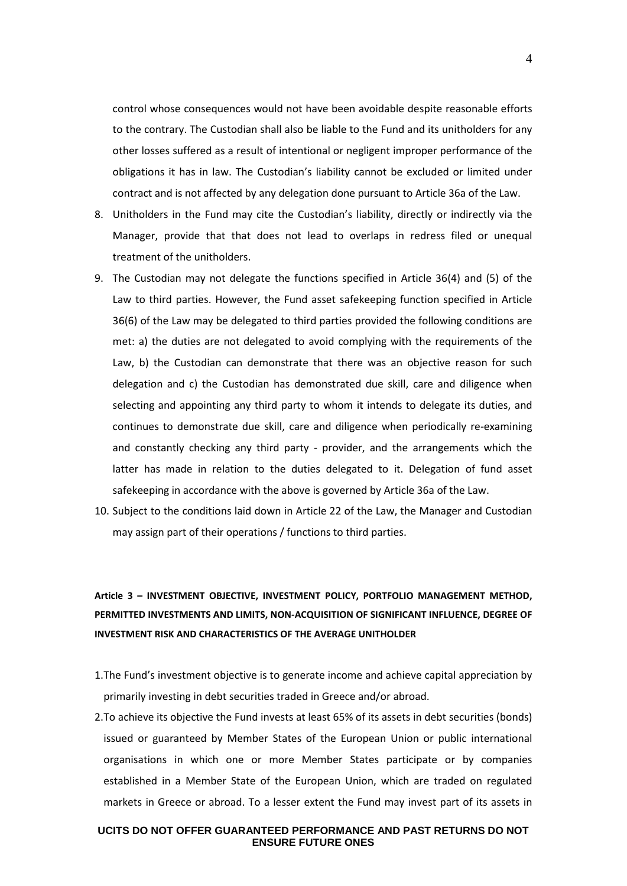control whose consequences would not have been avoidable despite reasonable efforts to the contrary. The Custodian shall also be liable to the Fund and its unitholders for any other losses suffered as a result of intentional or negligent improper performance of the obligations it has in law. The Custodian's liability cannot be excluded or limited under contract and is not affected by any delegation done pursuant to Article 36a of the Law.

8. Unitholders in the Fund may cite the Custodian's liability, directly or indirectly via the Manager, provide that that does not lead to overlaps in redress filed or unequal treatment of the unitholders.
9. The Custodian may not delegate the functions specified in Article 36(4) and (5) of the Law to third parties. However, the Fund asset safekeeping function specified in Article 36(6) of the Law may be delegated to third parties provided the following conditions are met: a) the duties are not delegated to avoid complying with the requirements of the Law, b) the Custodian can demonstrate that there was an objective reason for such delegation and c) the Custodian has demonstrated due skill, care and diligence when selecting and appointing any third party to whom it intends to delegate its duties, and continues to demonstrate due skill, care and diligence when periodically re-examining and constantly checking any third party - provider, and the arrangements which the latter has made in relation to the duties delegated to it. Delegation of fund asset safekeeping in accordance with the above is governed by Article 36a of the Law.
10. Subject to the conditions laid down in Article 22 of the Law, the Manager and Custodian may assign part of their operations / functions to third parties.

**Article 3 – INVESTMENT OBJECTIVE, INVESTMENT POLICY, PORTFOLIO MANAGEMENT METHOD, PERMITTED INVESTMENTS AND LIMITS, NON-ACQUISITION OF SIGNIFICANT INFLUENCE, DEGREE OF INVESTMENT RISK AND CHARACTERISTICS OF THE AVERAGE UNITHOLDER**

1. The Fund's investment objective is to generate income and achieve capital appreciation by primarily investing in debt securities traded in Greece and/or abroad.
2. To achieve its objective the Fund invests at least 65% of its assets in debt securities (bonds) issued or guaranteed by Member States of the European Union or public international organisations in which one or more Member States participate or by companies established in a Member State of the European Union, which are traded on regulated markets in Greece or abroad. To a lesser extent the Fund may invest part of its assets in

**UCITS DO NOT OFFER GUARANTEED PERFORMANCE AND PAST RETURNS DO NOT ENSURE FUTURE ONES**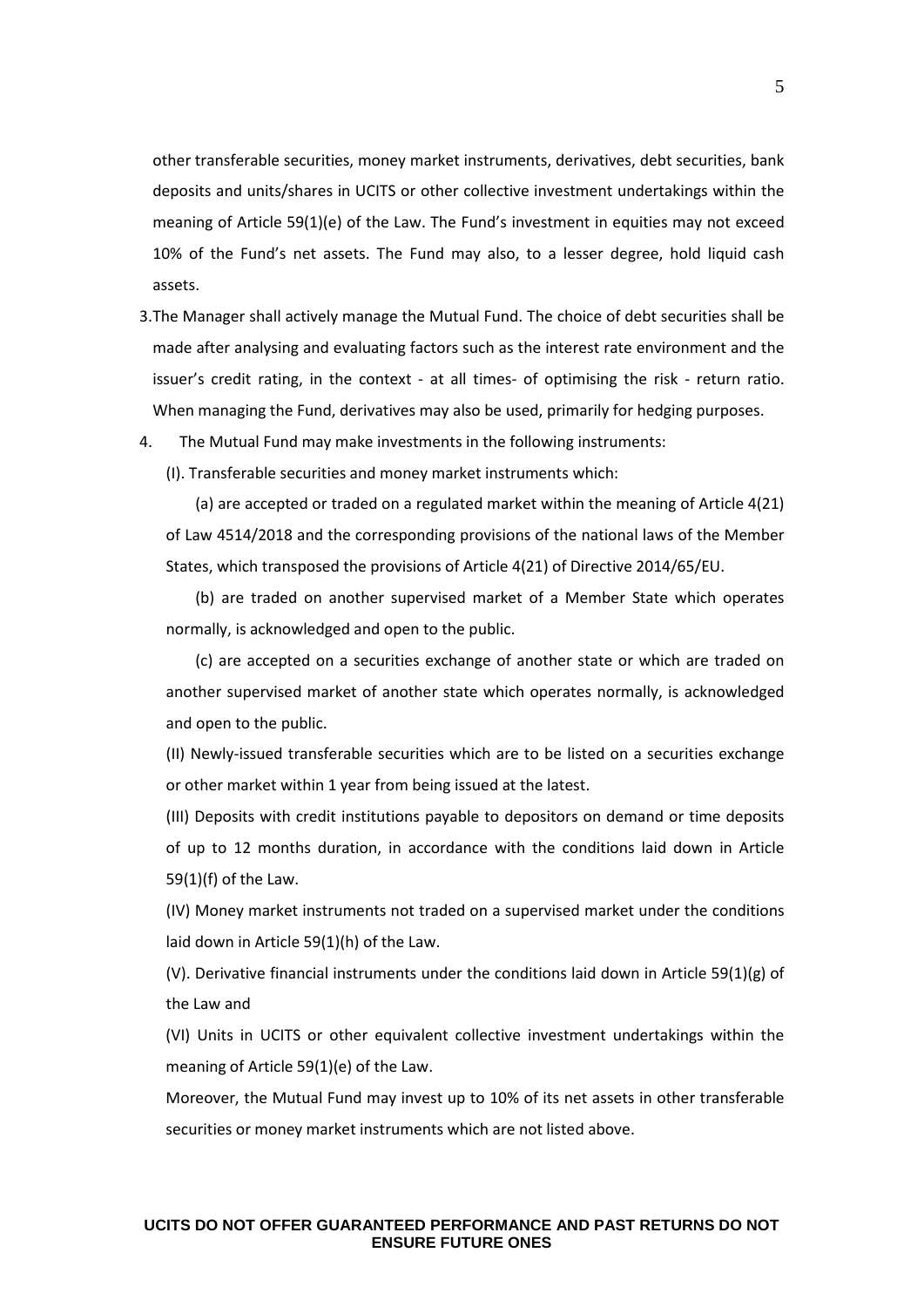other transferable securities, money market instruments, derivatives, debt securities, bank deposits and units/shares in UCITS or other collective investment undertakings within the meaning of Article 59(1)(e) of the Law. The Fund's investment in equities may not exceed 10% of the Fund's net assets. The Fund may also, to a lesser degree, hold liquid cash assets.

3. The Manager shall actively manage the Mutual Fund. The choice of debt securities shall be made after analysing and evaluating factors such as the interest rate environment and the issuer's credit rating, in the context - at all times- of optimising the risk - return ratio. When managing the Fund, derivatives may also be used, primarily for hedging purposes.

4. The Mutual Fund may make investments in the following instruments:

   (I). Transferable securities and money market instruments which:

   (a) are accepted or traded on a regulated market within the meaning of Article 4(21) of Law 4514/2018 and the corresponding provisions of the national laws of the Member States, which transposed the provisions of Article 4(21) of Directive 2014/65/EU.

   (b) are traded on another supervised market of a Member State which operates normally, is acknowledged and open to the public.

   (c) are accepted on a securities exchange of another state or which are traded on another supervised market of another state which operates normally, is acknowledged and open to the public.

   (II) Newly-issued transferable securities which are to be listed on a securities exchange or other market within 1 year from being issued at the latest.

   (III) Deposits with credit institutions payable to depositors on demand or time deposits of up to 12 months duration, in accordance with the conditions laid down in Article 59(1)(f) of the Law.

   (IV) Money market instruments not traded on a supervised market under the conditions laid down in Article 59(1)(h) of the Law.

   (V). Derivative financial instruments under the conditions laid down in Article 59(1)(g) of the Law and

   (VI) Units in UCITS or other equivalent collective investment undertakings within the meaning of Article 59(1)(e) of the Law.

   Moreover, the Mutual Fund may invest up to 10% of its net assets in other transferable securities or money market instruments which are not listed above.

**UCITS DO NOT OFFER GUARANTEED PERFORMANCE AND PAST RETURNS DO NOT ENSURE FUTURE ONES**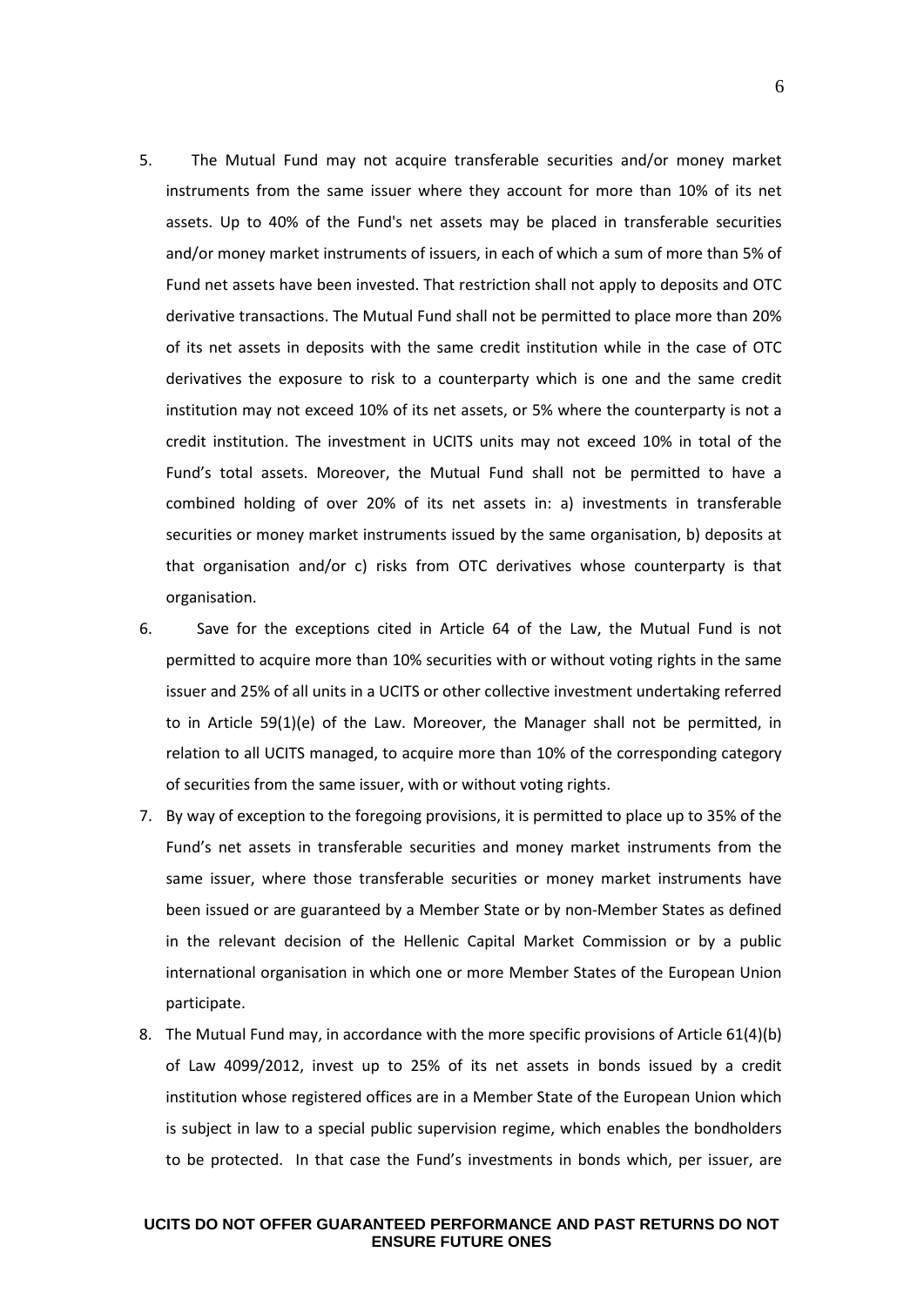5. The Mutual Fund may not acquire transferable securities and/or money market instruments from the same issuer where they account for more than 10% of its net assets. Up to 40% of the Fund's net assets may be placed in transferable securities and/or money market instruments of issuers, in each of which a sum of more than 5% of Fund net assets have been invested. That restriction shall not apply to deposits and OTC derivative transactions. The Mutual Fund shall not be permitted to place more than 20% of its net assets in deposits with the same credit institution while in the case of OTC derivatives the exposure to risk to a counterparty which is one and the same credit institution may not exceed 10% of its net assets, or 5% where the counterparty is not a credit institution. The investment in UCITS units may not exceed 10% in total of the Fund's total assets. Moreover, the Mutual Fund shall not be permitted to have a combined holding of over 20% of its net assets in: a) investments in transferable securities or money market instruments issued by the same organisation, b) deposits at that organisation and/or c) risks from OTC derivatives whose counterparty is that organisation.
6. Save for the exceptions cited in Article 64 of the Law, the Mutual Fund is not permitted to acquire more than 10% securities with or without voting rights in the same issuer and 25% of all units in a UCITS or other collective investment undertaking referred to in Article 59(1)(e) of the Law. Moreover, the Manager shall not be permitted, in relation to all UCITS managed, to acquire more than 10% of the corresponding category of securities from the same issuer, with or without voting rights.
7. By way of exception to the foregoing provisions, it is permitted to place up to 35% of the Fund's net assets in transferable securities and money market instruments from the same issuer, where those transferable securities or money market instruments have been issued or are guaranteed by a Member State or by non-Member States as defined in the relevant decision of the Hellenic Capital Market Commission or by a public international organisation in which one or more Member States of the European Union participate.
8. The Mutual Fund may, in accordance with the more specific provisions of Article 61(4)(b) of Law 4099/2012, invest up to 25% of its net assets in bonds issued by a credit institution whose registered offices are in a Member State of the European Union which is subject in law to a special public supervision regime, which enables the bondholders to be protected. In that case the Fund's investments in bonds which, per issuer, are

**UCITS DO NOT OFFER GUARANTEED PERFORMANCE AND PAST RETURNS DO NOT ENSURE FUTURE ONES**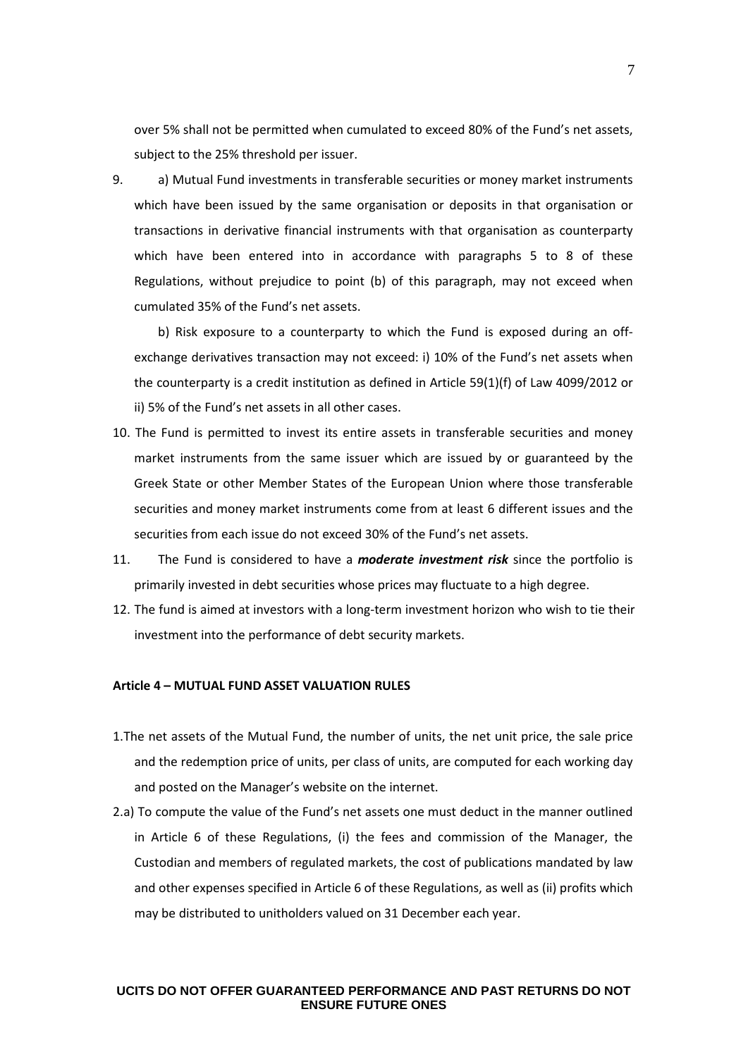over 5% shall not be permitted when cumulated to exceed 80% of the Fund's net assets, subject to the 25% threshold per issuer.

9. a) Mutual Fund investments in transferable securities or money market instruments which have been issued by the same organisation or deposits in that organisation or transactions in derivative financial instruments with that organisation as counterparty which have been entered into in accordance with paragraphs 5 to 8 of these Regulations, without prejudice to point (b) of this paragraph, may not exceed when cumulated 35% of the Fund's net assets.

   b) Risk exposure to a counterparty to which the Fund is exposed during an off-exchange derivatives transaction may not exceed: i) 10% of the Fund's net assets when the counterparty is a credit institution as defined in Article 59(1)(f) of Law 4099/2012 or ii) 5% of the Fund's net assets in all other cases.

10. The Fund is permitted to invest its entire assets in transferable securities and money market instruments from the same issuer which are issued by or guaranteed by the Greek State or other Member States of the European Union where those transferable securities and money market instruments come from at least 6 different issues and the securities from each issue do not exceed 30% of the Fund's net assets.

11. The Fund is considered to have a ***moderate investment risk*** since the portfolio is primarily invested in debt securities whose prices may fluctuate to a high degree.

12. The fund is aimed at investors with a long-term investment horizon who wish to tie their investment into the performance of debt security markets.

**Article 4 – MUTUAL FUND ASSET VALUATION RULES**

1. The net assets of the Mutual Fund, the number of units, the net unit price, the sale price and the redemption price of units, per class of units, are computed for each working day and posted on the Manager's website on the internet.

2. a) To compute the value of the Fund's net assets one must deduct in the manner outlined in Article 6 of these Regulations, (i) the fees and commission of the Manager, the Custodian and members of regulated markets, the cost of publications mandated by law and other expenses specified in Article 6 of these Regulations, as well as (ii) profits which may be distributed to unitholders valued on 31 December each year.

**UCITS DO NOT OFFER GUARANTEED PERFORMANCE AND PAST RETURNS DO NOT ENSURE FUTURE ONES**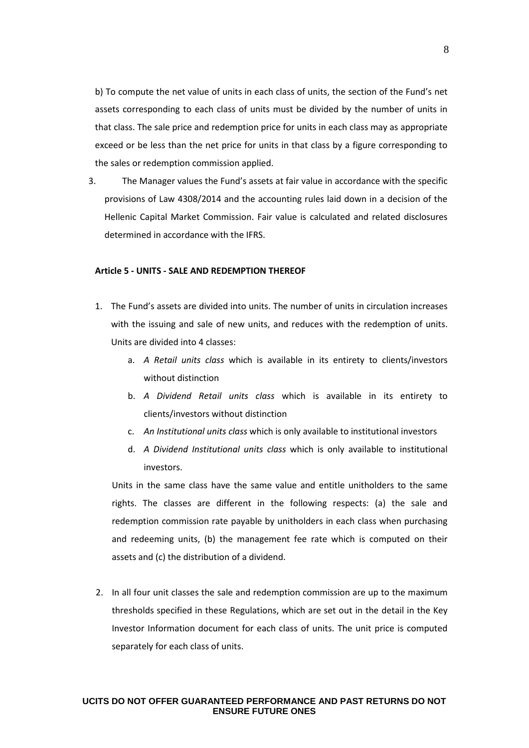b) To compute the net value of units in each class of units, the section of the Fund's net assets corresponding to each class of units must be divided by the number of units in that class. The sale price and redemption price for units in each class may as appropriate exceed or be less than the net price for units in that class by a figure corresponding to the sales or redemption commission applied.

3. The Manager values the Fund's assets at fair value in accordance with the specific provisions of Law 4308/2014 and the accounting rules laid down in a decision of the Hellenic Capital Market Commission. Fair value is calculated and related disclosures determined in accordance with the IFRS.

**Article 5 - UNITS - SALE AND REDEMPTION THEREOF**

1. The Fund's assets are divided into units. The number of units in circulation increases with the issuing and sale of new units, and reduces with the redemption of units. Units are divided into 4 classes:
   a. *A Retail units class* which is available in its entirety to clients/investors without distinction
   b. *A Dividend Retail units class* which is available in its entirety to clients/investors without distinction
   c. *An Institutional units class* which is only available to institutional investors
   d. *A Dividend Institutional units class* which is only available to institutional investors.

   Units in the same class have the same value and entitle unitholders to the same rights. The classes are different in the following respects: (a) the sale and redemption commission rate payable by unitholders in each class when purchasing and redeeming units, (b) the management fee rate which is computed on their assets and (c) the distribution of a dividend.

2. In all four unit classes the sale and redemption commission are up to the maximum thresholds specified in these Regulations, which are set out in the detail in the Key Investor Information document for each class of units. The unit price is computed separately for each class of units.

**UCITS DO NOT OFFER GUARANTEED PERFORMANCE AND PAST RETURNS DO NOT ENSURE FUTURE ONES**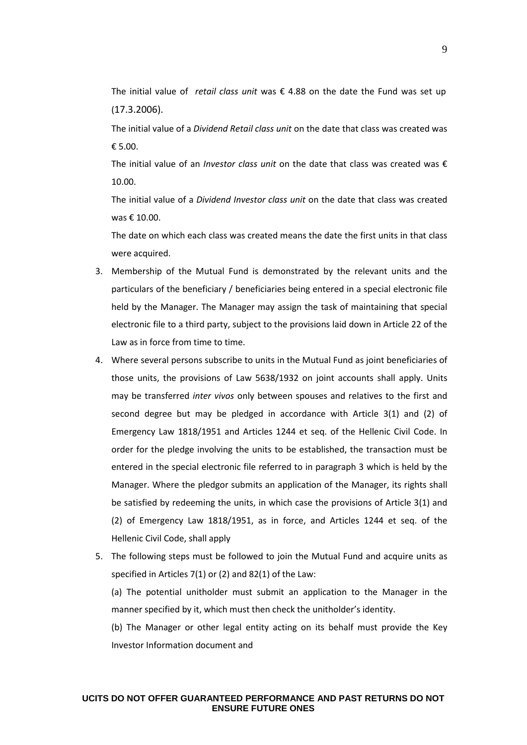The initial value of *retail class unit* was € 4.88 on the date the Fund was set up (17.3.2006).

The initial value of a *Dividend Retail class unit* on the date that class was created was € 5.00.

The initial value of an *Investor class unit* on the date that class was created was € 10.00.

The initial value of a *Dividend Investor class unit* on the date that class was created was € 10.00.

The date on which each class was created means the date the first units in that class were acquired.

3. Membership of the Mutual Fund is demonstrated by the relevant units and the particulars of the beneficiary / beneficiaries being entered in a special electronic file held by the Manager. The Manager may assign the task of maintaining that special electronic file to a third party, subject to the provisions laid down in Article 22 of the Law as in force from time to time.
4. Where several persons subscribe to units in the Mutual Fund as joint beneficiaries of those units, the provisions of Law 5638/1932 on joint accounts shall apply. Units may be transferred *inter vivos* only between spouses and relatives to the first and second degree but may be pledged in accordance with Article 3(1) and (2) of Emergency Law 1818/1951 and Articles 1244 et seq. of the Hellenic Civil Code. In order for the pledge involving the units to be established, the transaction must be entered in the special electronic file referred to in paragraph 3 which is held by the Manager. Where the pledgor submits an application of the Manager, its rights shall be satisfied by redeeming the units, in which case the provisions of Article 3(1) and (2) of Emergency Law 1818/1951, as in force, and Articles 1244 et seq. of the Hellenic Civil Code, shall apply
5. The following steps must be followed to join the Mutual Fund and acquire units as specified in Articles 7(1) or (2) and 82(1) of the Law:

   (a) The potential unitholder must submit an application to the Manager in the manner specified by it, which must then check the unitholder's identity.

   (b) The Manager or other legal entity acting on its behalf must provide the Key Investor Information document and

**UCITS DO NOT OFFER GUARANTEED PERFORMANCE AND PAST RETURNS DO NOT ENSURE FUTURE ONES**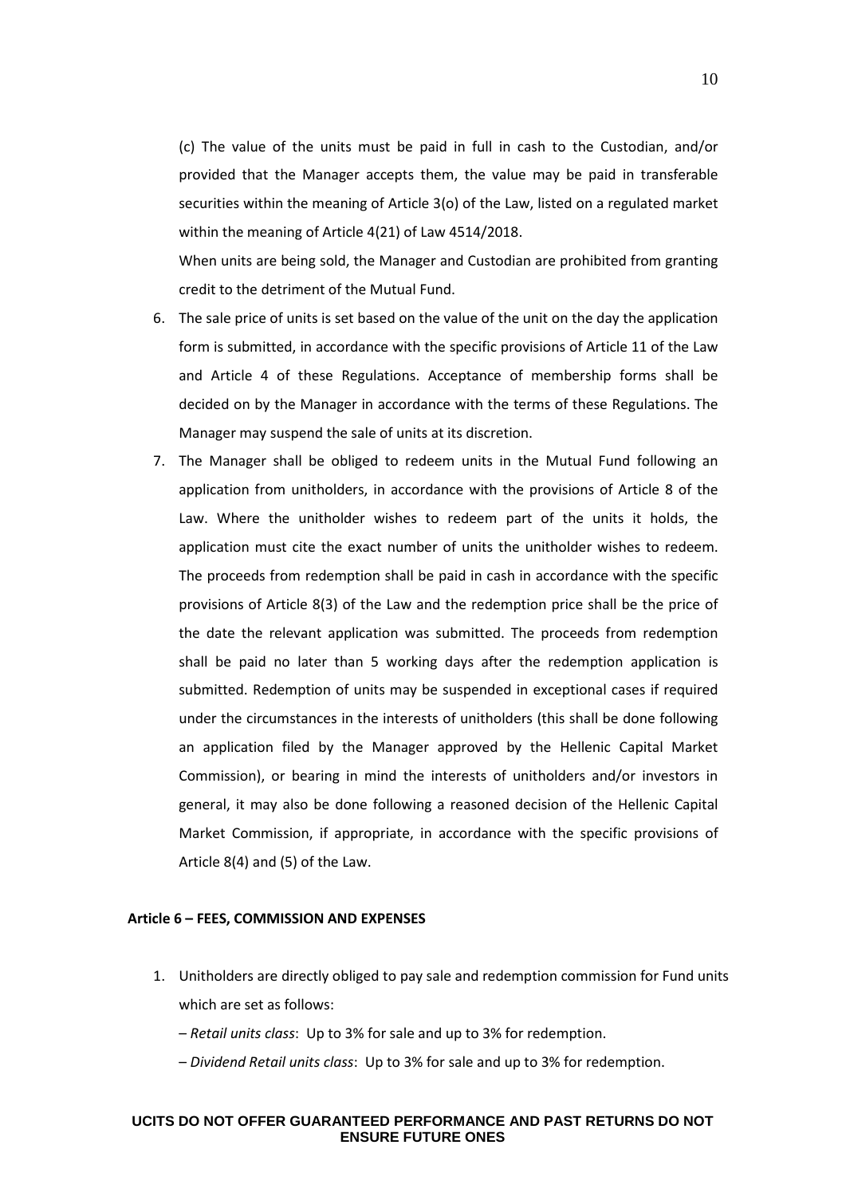(c) The value of the units must be paid in full in cash to the Custodian, and/or provided that the Manager accepts them, the value may be paid in transferable securities within the meaning of Article 3(o) of the Law, listed on a regulated market within the meaning of Article 4(21) of Law 4514/2018.

When units are being sold, the Manager and Custodian are prohibited from granting credit to the detriment of the Mutual Fund.

6. The sale price of units is set based on the value of the unit on the day the application form is submitted, in accordance with the specific provisions of Article 11 of the Law and Article 4 of these Regulations. Acceptance of membership forms shall be decided on by the Manager in accordance with the terms of these Regulations. The Manager may suspend the sale of units at its discretion.
7. The Manager shall be obliged to redeem units in the Mutual Fund following an application from unitholders, in accordance with the provisions of Article 8 of the Law. Where the unitholder wishes to redeem part of the units it holds, the application must cite the exact number of units the unitholder wishes to redeem. The proceeds from redemption shall be paid in cash in accordance with the specific provisions of Article 8(3) of the Law and the redemption price shall be the price of the date the relevant application was submitted. The proceeds from redemption shall be paid no later than 5 working days after the redemption application is submitted. Redemption of units may be suspended in exceptional cases if required under the circumstances in the interests of unitholders (this shall be done following an application filed by the Manager approved by the Hellenic Capital Market Commission), or bearing in mind the interests of unitholders and/or investors in general, it may also be done following a reasoned decision of the Hellenic Capital Market Commission, if appropriate, in accordance with the specific provisions of Article 8(4) and (5) of the Law.

**Article 6 – FEES, COMMISSION AND EXPENSES**

1. Unitholders are directly obliged to pay sale and redemption commission for Fund units which are set as follows:

   – *Retail units class*: Up to 3% for sale and up to 3% for redemption.

   – *Dividend Retail units class*: Up to 3% for sale and up to 3% for redemption.

**UCITS DO NOT OFFER GUARANTEED PERFORMANCE AND PAST RETURNS DO NOT ENSURE FUTURE ONES**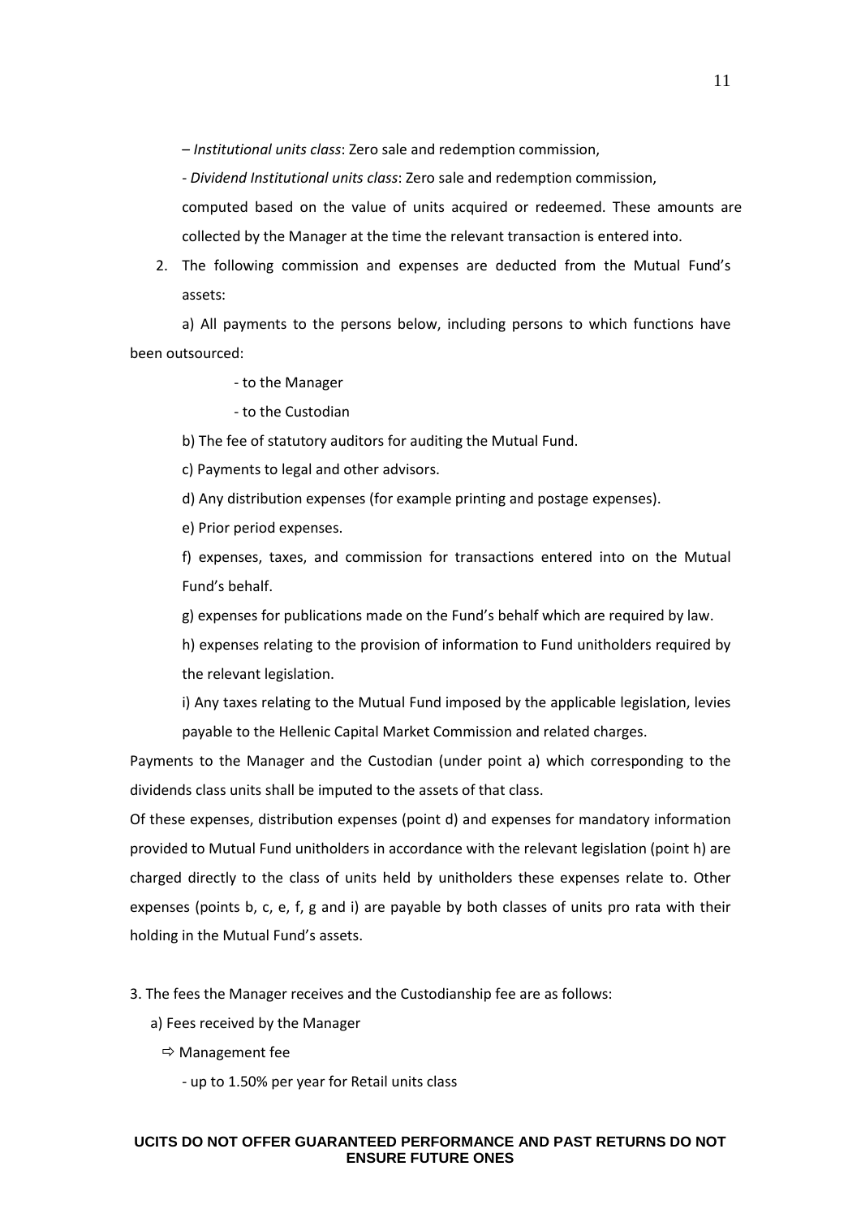– *Institutional units class*: Zero sale and redemption commission,

- *Dividend Institutional units class*: Zero sale and redemption commission,

computed based on the value of units acquired or redeemed. These amounts are collected by the Manager at the time the relevant transaction is entered into.

2. The following commission and expenses are deducted from the Mutual Fund's assets:

a) All payments to the persons below, including persons to which functions have been outsourced:

- to the Manager
- to the Custodian

b) The fee of statutory auditors for auditing the Mutual Fund.

c) Payments to legal and other advisors.

d) Any distribution expenses (for example printing and postage expenses).

e) Prior period expenses.

f) expenses, taxes, and commission for transactions entered into on the Mutual Fund's behalf.

g) expenses for publications made on the Fund's behalf which are required by law.

h) expenses relating to the provision of information to Fund unitholders required by the relevant legislation.

i) Any taxes relating to the Mutual Fund imposed by the applicable legislation, levies payable to the Hellenic Capital Market Commission and related charges.

Payments to the Manager and the Custodian (under point a) which corresponding to the dividends class units shall be imputed to the assets of that class.

Of these expenses, distribution expenses (point d) and expenses for mandatory information provided to Mutual Fund unitholders in accordance with the relevant legislation (point h) are charged directly to the class of units held by unitholders these expenses relate to. Other expenses (points b, c, e, f, g and i) are payable by both classes of units pro rata with their holding in the Mutual Fund's assets.

3. The fees the Manager receives and the Custodianship fee are as follows:

a) Fees received by the Manager

⇨ Management fee

- up to 1.50% per year for Retail units class

**UCITS DO NOT OFFER GUARANTEED PERFORMANCE AND PAST RETURNS DO NOT ENSURE FUTURE ONES**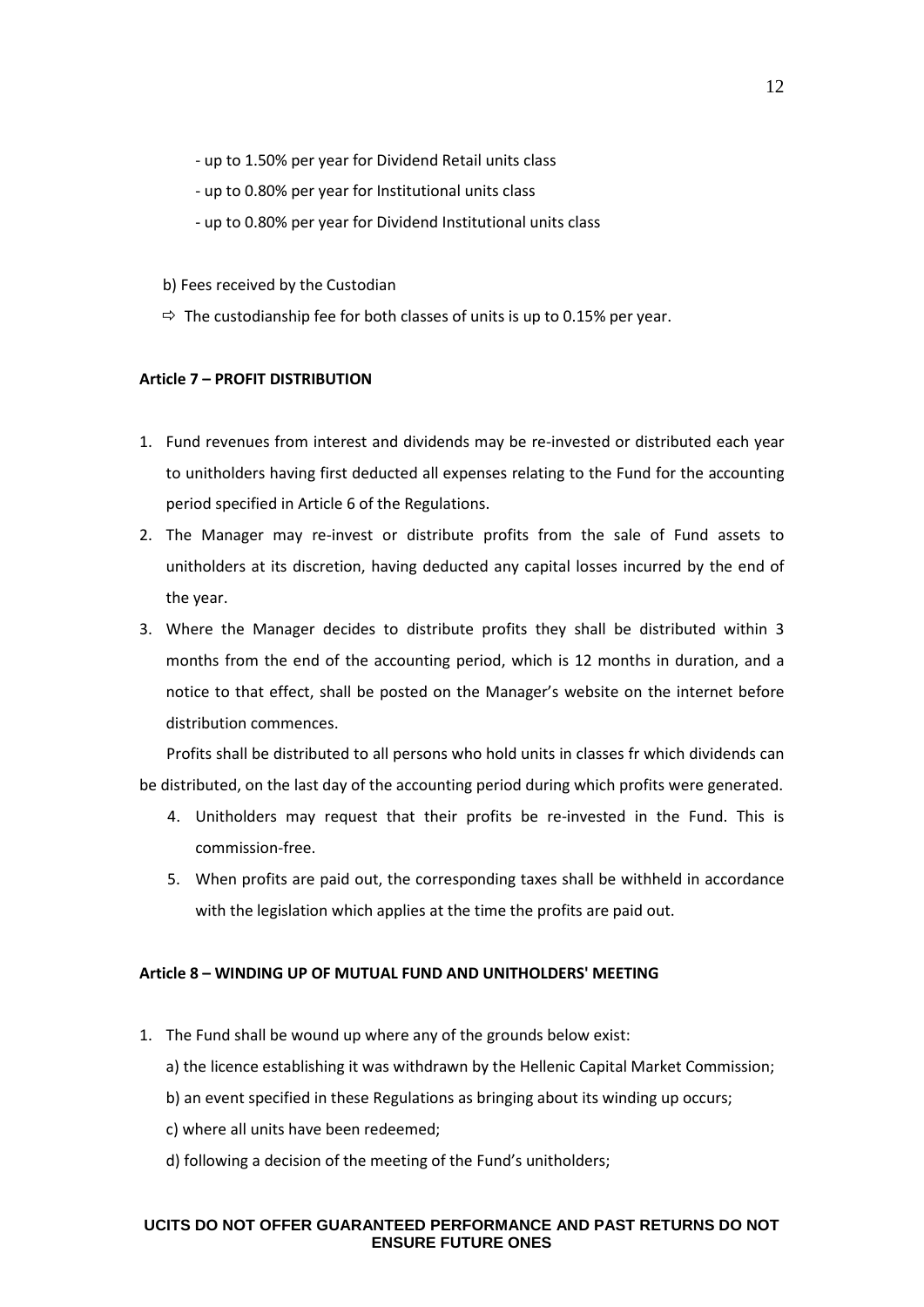- up to 1.50% per year for Dividend Retail units class
- up to 0.80% per year for Institutional units class
- up to 0.80% per year for Dividend Institutional units class

b) Fees received by the Custodian

⇨ The custodianship fee for both classes of units is up to 0.15% per year.

**Article 7 – PROFIT DISTRIBUTION**

1. Fund revenues from interest and dividends may be re-invested or distributed each year to unitholders having first deducted all expenses relating to the Fund for the accounting period specified in Article 6 of the Regulations.
2. The Manager may re-invest or distribute profits from the sale of Fund assets to unitholders at its discretion, having deducted any capital losses incurred by the end of the year.
3. Where the Manager decides to distribute profits they shall be distributed within 3 months from the end of the accounting period, which is 12 months in duration, and a notice to that effect, shall be posted on the Manager's website on the internet before distribution commences.

Profits shall be distributed to all persons who hold units in classes fr which dividends can be distributed, on the last day of the accounting period during which profits were generated.

4. Unitholders may request that their profits be re-invested in the Fund. This is commission-free.
5. When profits are paid out, the corresponding taxes shall be withheld in accordance with the legislation which applies at the time the profits are paid out.

**Article 8 – WINDING UP OF MUTUAL FUND AND UNITHOLDERS' MEETING**

1. The Fund shall be wound up where any of the grounds below exist:
   a) the licence establishing it was withdrawn by the Hellenic Capital Market Commission;
   b) an event specified in these Regulations as bringing about its winding up occurs;
   c) where all units have been redeemed;
   d) following a decision of the meeting of the Fund's unitholders;

**UCITS DO NOT OFFER GUARANTEED PERFORMANCE AND PAST RETURNS DO NOT ENSURE FUTURE ONES**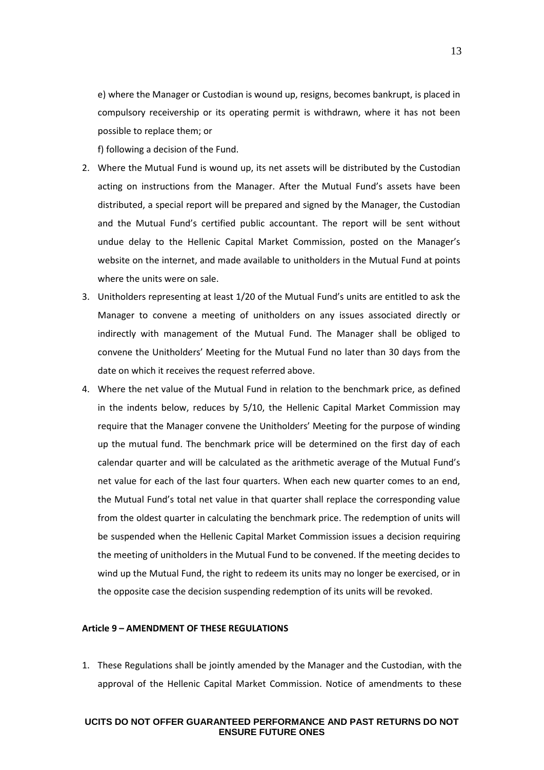e) where the Manager or Custodian is wound up, resigns, becomes bankrupt, is placed in compulsory receivership or its operating permit is withdrawn, where it has not been possible to replace them; or

f) following a decision of the Fund.

2. Where the Mutual Fund is wound up, its net assets will be distributed by the Custodian acting on instructions from the Manager. After the Mutual Fund's assets have been distributed, a special report will be prepared and signed by the Manager, the Custodian and the Mutual Fund's certified public accountant. The report will be sent without undue delay to the Hellenic Capital Market Commission, posted on the Manager's website on the internet, and made available to unitholders in the Mutual Fund at points where the units were on sale.
3. Unitholders representing at least 1/20 of the Mutual Fund's units are entitled to ask the Manager to convene a meeting of unitholders on any issues associated directly or indirectly with management of the Mutual Fund. The Manager shall be obliged to convene the Unitholders' Meeting for the Mutual Fund no later than 30 days from the date on which it receives the request referred above.
4. Where the net value of the Mutual Fund in relation to the benchmark price, as defined in the indents below, reduces by 5/10, the Hellenic Capital Market Commission may require that the Manager convene the Unitholders' Meeting for the purpose of winding up the mutual fund. The benchmark price will be determined on the first day of each calendar quarter and will be calculated as the arithmetic average of the Mutual Fund's net value for each of the last four quarters. When each new quarter comes to an end, the Mutual Fund's total net value in that quarter shall replace the corresponding value from the oldest quarter in calculating the benchmark price. The redemption of units will be suspended when the Hellenic Capital Market Commission issues a decision requiring the meeting of unitholders in the Mutual Fund to be convened. If the meeting decides to wind up the Mutual Fund, the right to redeem its units may no longer be exercised, or in the opposite case the decision suspending redemption of its units will be revoked.

**Article 9 – AMENDMENT OF THESE REGULATIONS**

1. These Regulations shall be jointly amended by the Manager and the Custodian, with the approval of the Hellenic Capital Market Commission. Notice of amendments to these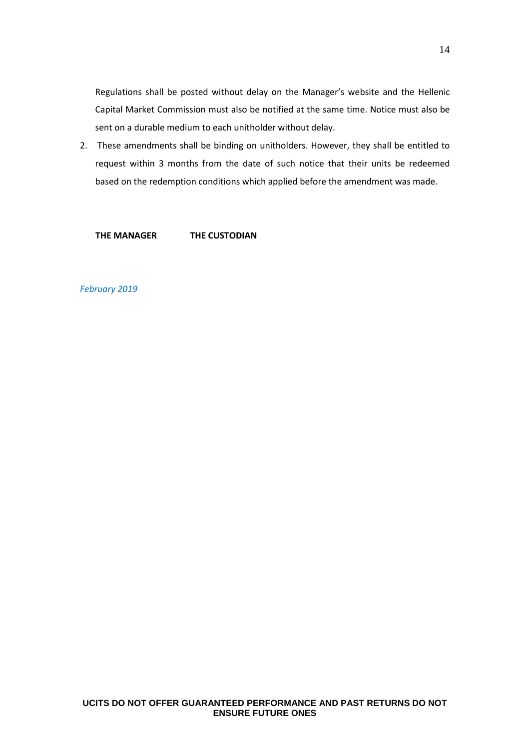Regulations shall be posted without delay on the Manager's website and the Hellenic Capital Market Commission must also be notified at the same time. Notice must also be sent on a durable medium to each unitholder without delay.

2. These amendments shall be binding on unitholders. However, they shall be entitled to request within 3 months from the date of such notice that their units be redeemed based on the redemption conditions which applied before the amendment was made.

**THE MANAGER** **THE CUSTODIAN**

*February 2019*

**UCITS DO NOT OFFER GUARANTEED PERFORMANCE AND PAST RETURNS DO NOT ENSURE FUTURE ONES**